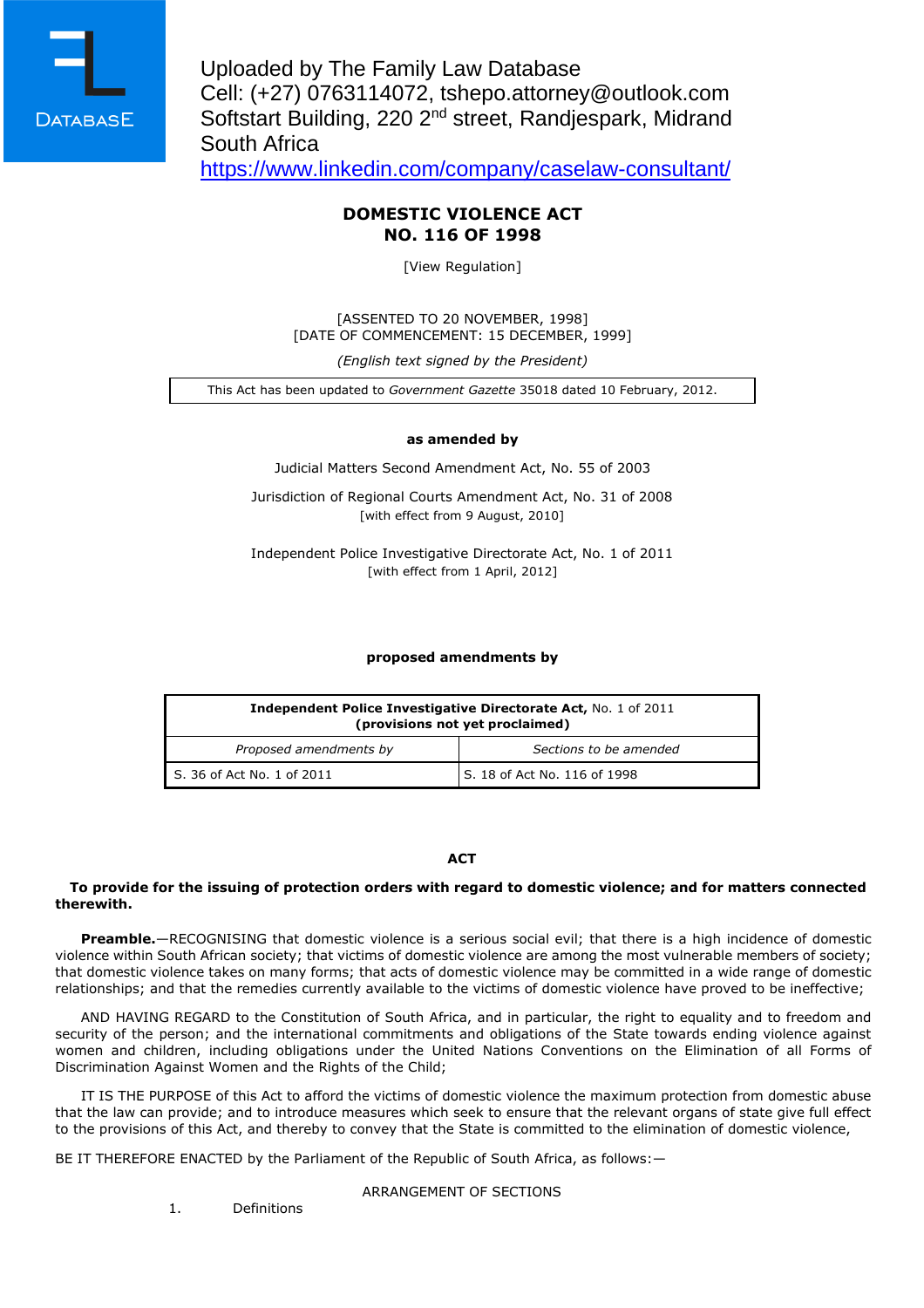Uploaded by The Family Law Database
Cell: (+27) 0763114072, tshepo.attorney@outlook.com
Softstart Building, 220 2nd street, Randjespark, Midrand
South Africa
https://www.linkedin.com/company/caselaw-consultant/

# DOMESTIC VIOLENCE ACT
# NO. 116 OF 1998

[View Regulation]

[ASSENTED TO 20 NOVEMBER, 1998]
[DATE OF COMMENCEMENT: 15 DECEMBER, 1999]

*(English text signed by the President)*

This Act has been updated to *Government Gazette* 35018 dated 10 February, 2012.

**as amended by**

Judicial Matters Second Amendment Act, No. 55 of 2003

Jurisdiction of Regional Courts Amendment Act, No. 31 of 2008
[with effect from 9 August, 2010]

Independent Police Investigative Directorate Act, No. 1 of 2011
[with effect from 1 April, 2012]

**proposed amendments by**

| **Independent Police Investigative Directorate Act,** No. 1 of 2011 **(provisions not yet proclaimed)** | |
|---|---|
| *Proposed amendments by* | *Sections to be amended* |
| S. 36 of Act No. 1 of 2011 | S. 18 of Act No. 116 of 1998 |

**ACT**

**To provide for the issuing of protection orders with regard to domestic violence; and for matters connected therewith.**

**Preamble.**—RECOGNISING that domestic violence is a serious social evil; that there is a high incidence of domestic violence within South African society; that victims of domestic violence are among the most vulnerable members of society; that domestic violence takes on many forms; that acts of domestic violence may be committed in a wide range of domestic relationships; and that the remedies currently available to the victims of domestic violence have proved to be ineffective;

AND HAVING REGARD to the Constitution of South Africa, and in particular, the right to equality and to freedom and security of the person; and the international commitments and obligations of the State towards ending violence against women and children, including obligations under the United Nations Conventions on the Elimination of all Forms of Discrimination Against Women and the Rights of the Child;

IT IS THE PURPOSE of this Act to afford the victims of domestic violence the maximum protection from domestic abuse that the law can provide; and to introduce measures which seek to ensure that the relevant organs of state give full effect to the provisions of this Act, and thereby to convey that the State is committed to the elimination of domestic violence,

BE IT THEREFORE ENACTED by the Parliament of the Republic of South Africa, as follows:—

ARRANGEMENT OF SECTIONS

1. Definitions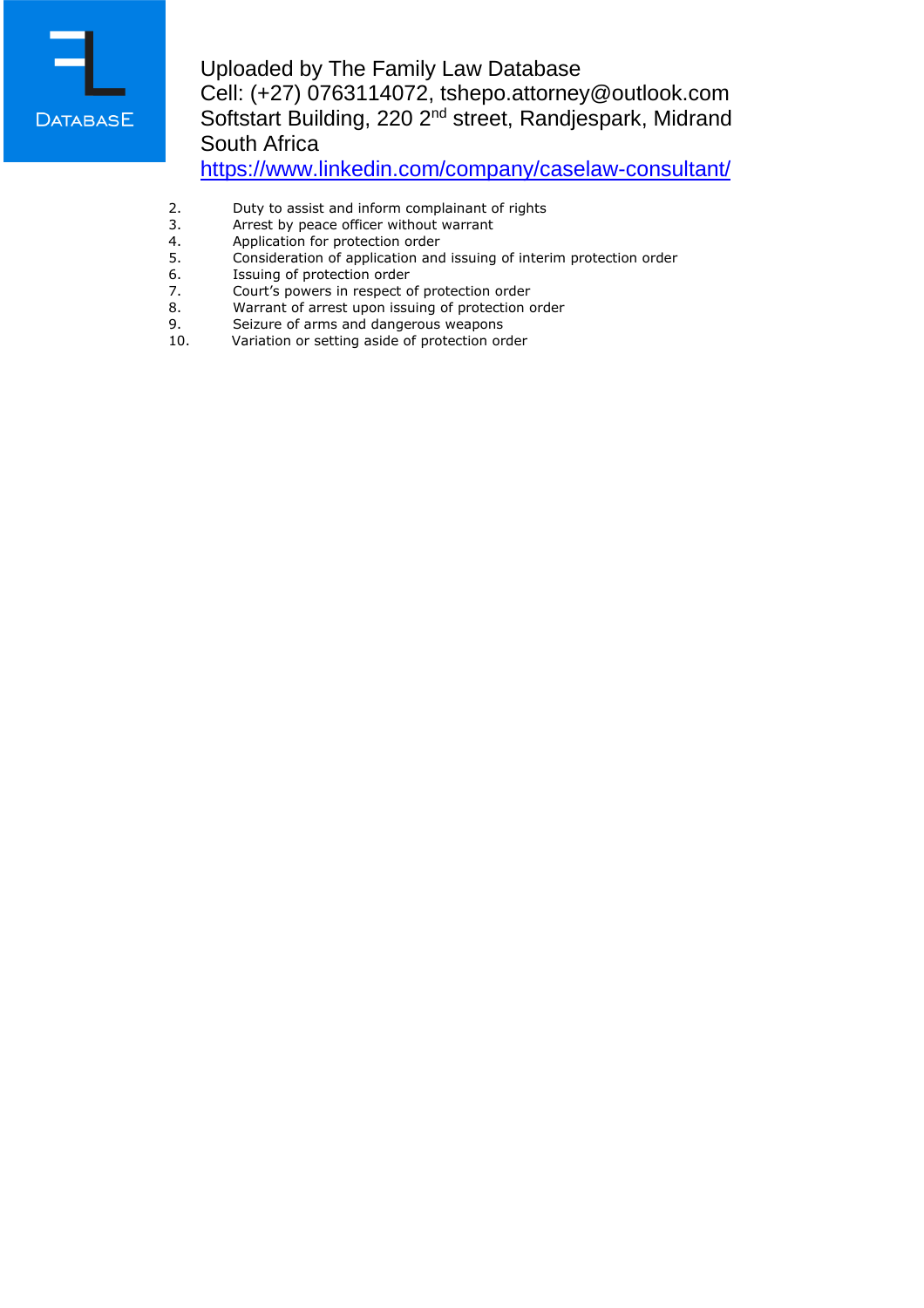2. Duty to assist and inform complainant of rights
3. Arrest by peace officer without warrant
4. Application for protection order
5. Consideration of application and issuing of interim protection order
6. Issuing of protection order
7. Court's powers in respect of protection order
8. Warrant of arrest upon issuing of protection order
9. Seizure of arms and dangerous weapons
10. Variation or setting aside of protection order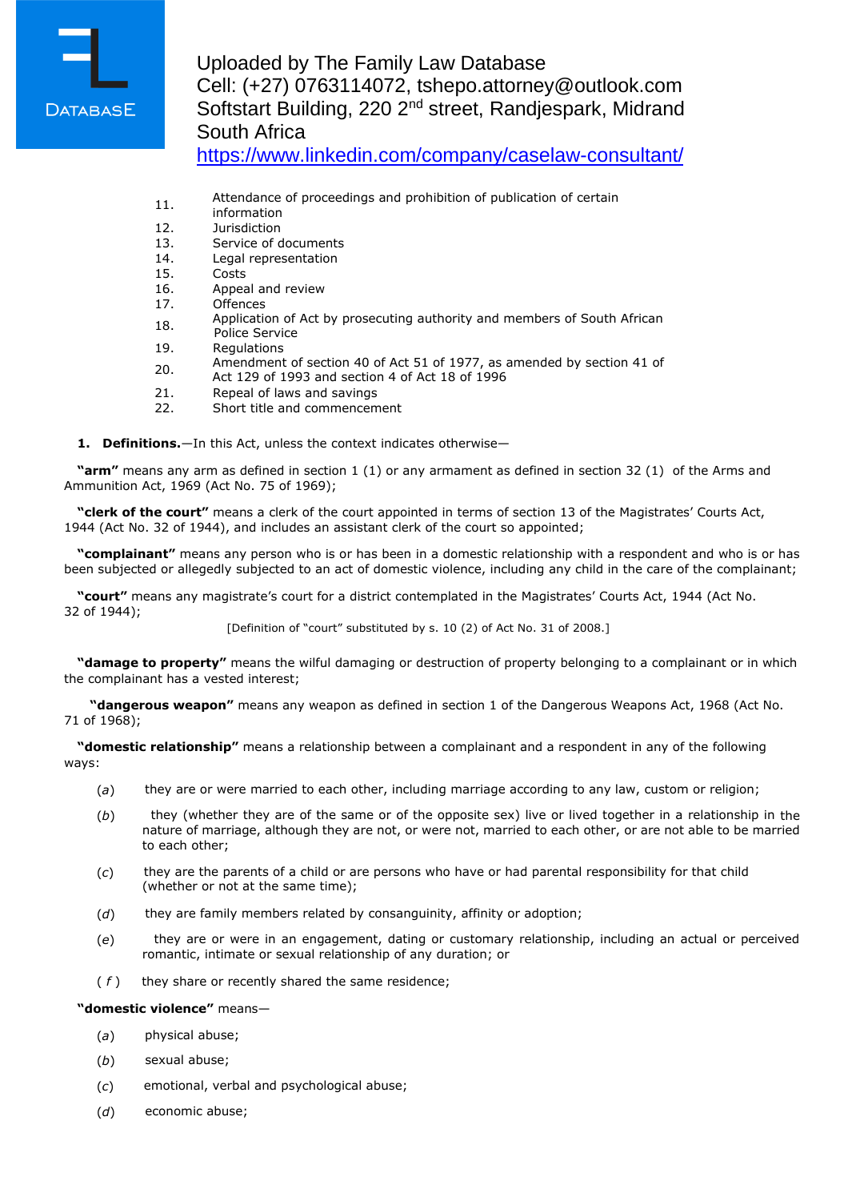| | |
|---|---|
| 11. | Attendance of proceedings and prohibition of publication of certain information |
| 12. | Jurisdiction |
| 13. | Service of documents |
| 14. | Legal representation |
| 15. | Costs |
| 16. | Appeal and review |
| 17. | Offences |
| 18. | Application of Act by prosecuting authority and members of South African Police Service |
| 19. | Regulations |
| 20. | Amendment of section 40 of Act 51 of 1977, as amended by section 41 of Act 129 of 1993 and section 4 of Act 18 of 1996 |
| 21. | Repeal of laws and savings |
| 22. | Short title and commencement |

**1. Definitions.**—In this Act, unless the context indicates otherwise—

**"arm"** means any arm as defined in section 1 (1) or any armament as defined in section 32 (1) of the Arms and Ammunition Act, 1969 (Act No. 75 of 1969);

**"clerk of the court"** means a clerk of the court appointed in terms of section 13 of the Magistrates' Courts Act, 1944 (Act No. 32 of 1944), and includes an assistant clerk of the court so appointed;

**"complainant"** means any person who is or has been in a domestic relationship with a respondent and who is or has been subjected or allegedly subjected to an act of domestic violence, including any child in the care of the complainant;

**"court"** means any magistrate's court for a district contemplated in the Magistrates' Courts Act, 1944 (Act No. 32 of 1944);

[Definition of "court" substituted by s. 10 (2) of Act No. 31 of 2008.]

**"damage to property"** means the wilful damaging or destruction of property belonging to a complainant or in which the complainant has a vested interest;

**"dangerous weapon"** means any weapon as defined in section 1 of the Dangerous Weapons Act, 1968 (Act No. 71 of 1968);

**"domestic relationship"** means a relationship between a complainant and a respondent in any of the following ways:

(*a*) they are or were married to each other, including marriage according to any law, custom or religion;

(*b*) they (whether they are of the same or of the opposite sex) live or lived together in a relationship in the nature of marriage, although they are not, or were not, married to each other, or are not able to be married to each other;

(*c*) they are the parents of a child or are persons who have or had parental responsibility for that child (whether or not at the same time);

(*d*) they are family members related by consanguinity, affinity or adoption;

(*e*) they are or were in an engagement, dating or customary relationship, including an actual or perceived romantic, intimate or sexual relationship of any duration; or

(*f*) they share or recently shared the same residence;

**"domestic violence"** means—

(*a*) physical abuse;

(*b*) sexual abuse;

(*c*) emotional, verbal and psychological abuse;

(*d*) economic abuse;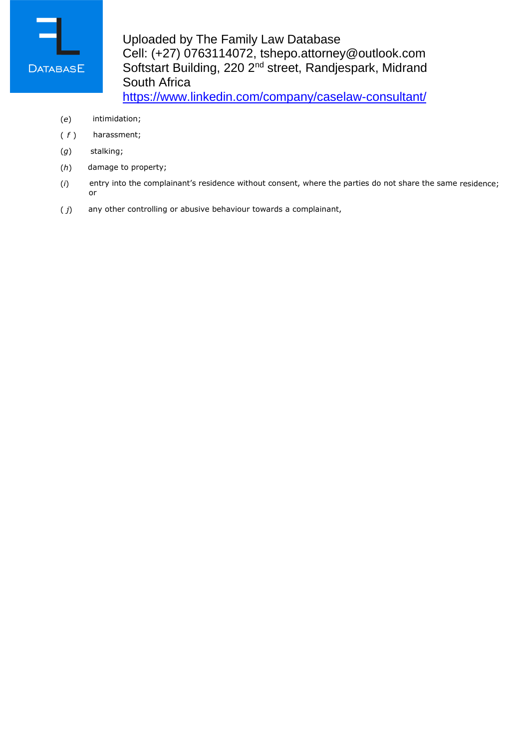(*e*) intimidation;

(*f*) harassment;

(*g*) stalking;

(*h*) damage to property;

(*i*) entry into the complainant's residence without consent, where the parties do not share the same residence; or

(*j*) any other controlling or abusive behaviour towards a complainant,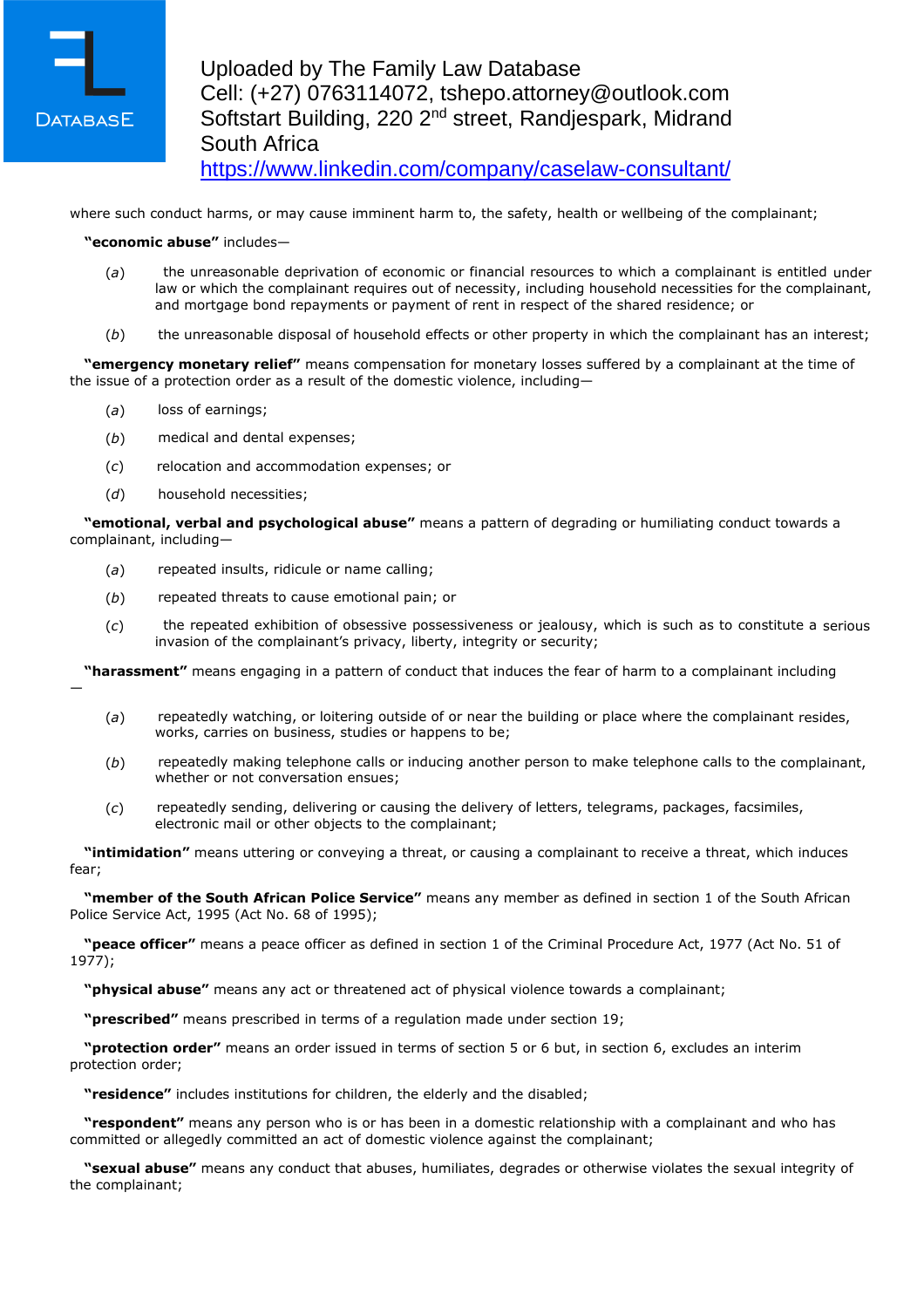where such conduct harms, or may cause imminent harm to, the safety, health or wellbeing of the complainant;

**"economic abuse"** includes—

(*a*) the unreasonable deprivation of economic or financial resources to which a complainant is entitled under law or which the complainant requires out of necessity, including household necessities for the complainant, and mortgage bond repayments or payment of rent in respect of the shared residence; or

(*b*) the unreasonable disposal of household effects or other property in which the complainant has an interest;

**"emergency monetary relief"** means compensation for monetary losses suffered by a complainant at the time of the issue of a protection order as a result of the domestic violence, including—

(*a*) loss of earnings;

(*b*) medical and dental expenses;

(*c*) relocation and accommodation expenses; or

(*d*) household necessities;

**"emotional, verbal and psychological abuse"** means a pattern of degrading or humiliating conduct towards a complainant, including—

(*a*) repeated insults, ridicule or name calling;

(*b*) repeated threats to cause emotional pain; or

(*c*) the repeated exhibition of obsessive possessiveness or jealousy, which is such as to constitute a serious invasion of the complainant's privacy, liberty, integrity or security;

**"harassment"** means engaging in a pattern of conduct that induces the fear of harm to a complainant including —

(*a*) repeatedly watching, or loitering outside of or near the building or place where the complainant resides, works, carries on business, studies or happens to be;

(*b*) repeatedly making telephone calls or inducing another person to make telephone calls to the complainant, whether or not conversation ensues;

(*c*) repeatedly sending, delivering or causing the delivery of letters, telegrams, packages, facsimiles, electronic mail or other objects to the complainant;

**"intimidation"** means uttering or conveying a threat, or causing a complainant to receive a threat, which induces fear;

**"member of the South African Police Service"** means any member as defined in section 1 of the South African Police Service Act, 1995 (Act No. 68 of 1995);

**"peace officer"** means a peace officer as defined in section 1 of the Criminal Procedure Act, 1977 (Act No. 51 of 1977);

**"physical abuse"** means any act or threatened act of physical violence towards a complainant;

**"prescribed"** means prescribed in terms of a regulation made under section 19;

**"protection order"** means an order issued in terms of section 5 or 6 but, in section 6, excludes an interim protection order;

**"residence"** includes institutions for children, the elderly and the disabled;

**"respondent"** means any person who is or has been in a domestic relationship with a complainant and who has committed or allegedly committed an act of domestic violence against the complainant;

**"sexual abuse"** means any conduct that abuses, humiliates, degrades or otherwise violates the sexual integrity of the complainant;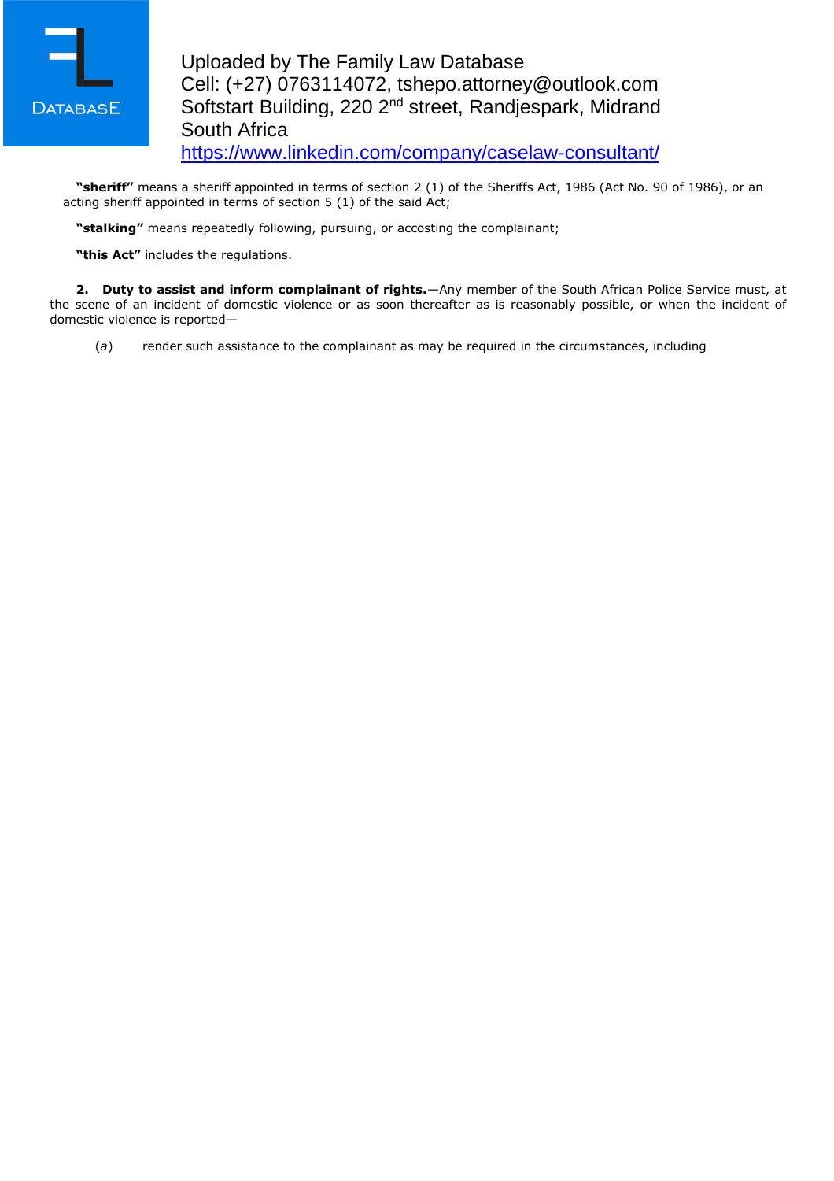**"sheriff"** means a sheriff appointed in terms of section 2 (1) of the Sheriffs Act, 1986 (Act No. 90 of 1986), or an acting sheriff appointed in terms of section 5 (1) of the said Act;

**"stalking"** means repeatedly following, pursuing, or accosting the complainant;

**"this Act"** includes the regulations.

**2. Duty to assist and inform complainant of rights.**—Any member of the South African Police Service must, at the scene of an incident of domestic violence or as soon thereafter as is reasonably possible, or when the incident of domestic violence is reported—

(*a*) render such assistance to the complainant as may be required in the circumstances, including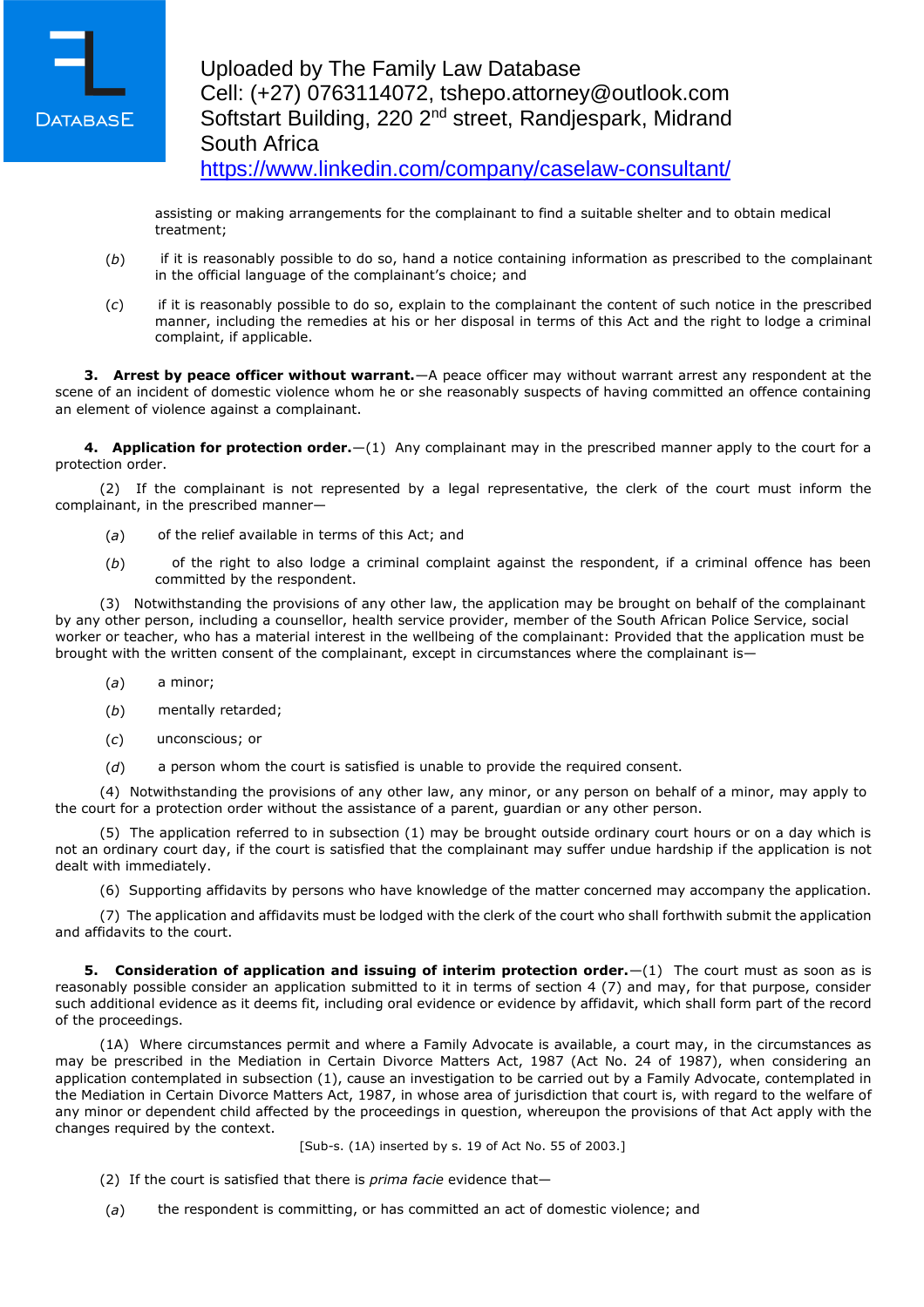assisting or making arrangements for the complainant to find a suitable shelter and to obtain medical treatment;

(*b*) if it is reasonably possible to do so, hand a notice containing information as prescribed to the complainant in the official language of the complainant's choice; and

(*c*) if it is reasonably possible to do so, explain to the complainant the content of such notice in the prescribed manner, including the remedies at his or her disposal in terms of this Act and the right to lodge a criminal complaint, if applicable.

**3. Arrest by peace officer without warrant.**—A peace officer may without warrant arrest any respondent at the scene of an incident of domestic violence whom he or she reasonably suspects of having committed an offence containing an element of violence against a complainant.

**4. Application for protection order.**—(1) Any complainant may in the prescribed manner apply to the court for a protection order.

(2) If the complainant is not represented by a legal representative, the clerk of the court must inform the complainant, in the prescribed manner—

(*a*) of the relief available in terms of this Act; and

(*b*) of the right to also lodge a criminal complaint against the respondent, if a criminal offence has been committed by the respondent.

(3) Notwithstanding the provisions of any other law, the application may be brought on behalf of the complainant by any other person, including a counsellor, health service provider, member of the South African Police Service, social worker or teacher, who has a material interest in the wellbeing of the complainant: Provided that the application must be brought with the written consent of the complainant, except in circumstances where the complainant is—

(*a*) a minor;

(*b*) mentally retarded;

(*c*) unconscious; or

(*d*) a person whom the court is satisfied is unable to provide the required consent.

(4) Notwithstanding the provisions of any other law, any minor, or any person on behalf of a minor, may apply to the court for a protection order without the assistance of a parent, guardian or any other person.

(5) The application referred to in subsection (1) may be brought outside ordinary court hours or on a day which is not an ordinary court day, if the court is satisfied that the complainant may suffer undue hardship if the application is not dealt with immediately.

(6) Supporting affidavits by persons who have knowledge of the matter concerned may accompany the application.

(7) The application and affidavits must be lodged with the clerk of the court who shall forthwith submit the application and affidavits to the court.

**5. Consideration of application and issuing of interim protection order.**—(1) The court must as soon as is reasonably possible consider an application submitted to it in terms of section 4 (7) and may, for that purpose, consider such additional evidence as it deems fit, including oral evidence or evidence by affidavit, which shall form part of the record of the proceedings.

(1A) Where circumstances permit and where a Family Advocate is available, a court may, in the circumstances as may be prescribed in the Mediation in Certain Divorce Matters Act, 1987 (Act No. 24 of 1987), when considering an application contemplated in subsection (1), cause an investigation to be carried out by a Family Advocate, contemplated in the Mediation in Certain Divorce Matters Act, 1987, in whose area of jurisdiction that court is, with regard to the welfare of any minor or dependent child affected by the proceedings in question, whereupon the provisions of that Act apply with the changes required by the context.

[Sub-s. (1A) inserted by s. 19 of Act No. 55 of 2003.]

(2) If the court is satisfied that there is *prima facie* evidence that—

(*a*) the respondent is committing, or has committed an act of domestic violence; and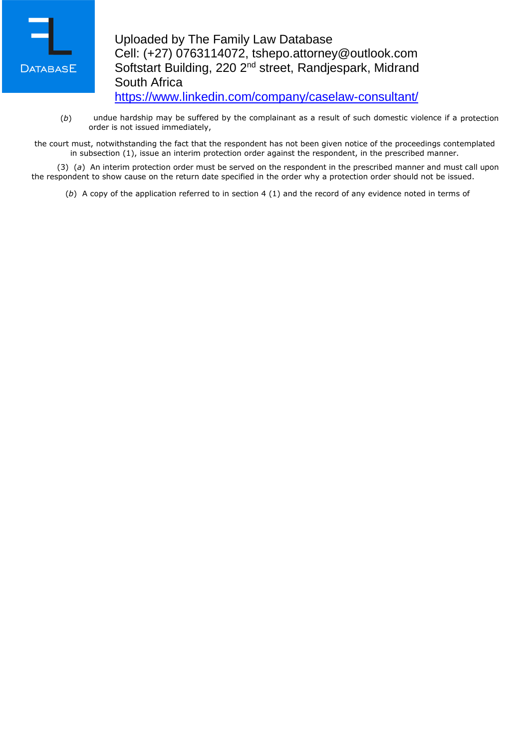(*b*) undue hardship may be suffered by the complainant as a result of such domestic violence if a protection order is not issued immediately,

the court must, notwithstanding the fact that the respondent has not been given notice of the proceedings contemplated in subsection (1), issue an interim protection order against the respondent, in the prescribed manner.

(3) (*a*) An interim protection order must be served on the respondent in the prescribed manner and must call upon the respondent to show cause on the return date specified in the order why a protection order should not be issued.

(*b*) A copy of the application referred to in section 4 (1) and the record of any evidence noted in terms of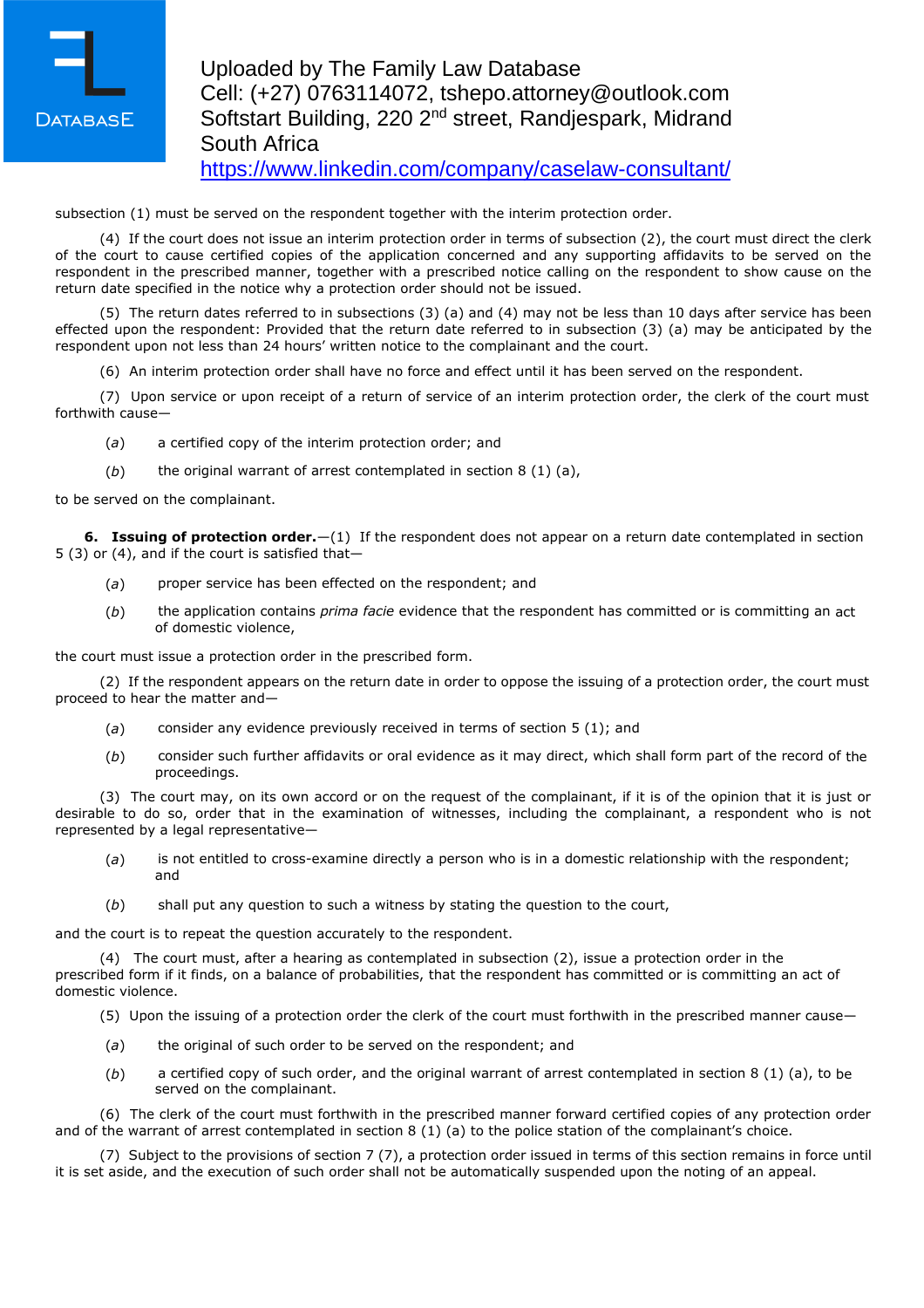subsection (1) must be served on the respondent together with the interim protection order.

(4) If the court does not issue an interim protection order in terms of subsection (2), the court must direct the clerk of the court to cause certified copies of the application concerned and any supporting affidavits to be served on the respondent in the prescribed manner, together with a prescribed notice calling on the respondent to show cause on the return date specified in the notice why a protection order should not be issued.

(5) The return dates referred to in subsections (3) (a) and (4) may not be less than 10 days after service has been effected upon the respondent: Provided that the return date referred to in subsection (3) (a) may be anticipated by the respondent upon not less than 24 hours' written notice to the complainant and the court.

(6) An interim protection order shall have no force and effect until it has been served on the respondent.

(7) Upon service or upon receipt of a return of service of an interim protection order, the clerk of the court must forthwith cause—

(*a*) a certified copy of the interim protection order; and

(*b*) the original warrant of arrest contemplated in section 8 (1) (a),

to be served on the complainant.

**6. Issuing of protection order.**—(1) If the respondent does not appear on a return date contemplated in section 5 (3) or (4), and if the court is satisfied that—

(*a*) proper service has been effected on the respondent; and

(*b*) the application contains *prima facie* evidence that the respondent has committed or is committing an act of domestic violence,

the court must issue a protection order in the prescribed form.

(2) If the respondent appears on the return date in order to oppose the issuing of a protection order, the court must proceed to hear the matter and—

(*a*) consider any evidence previously received in terms of section 5 (1); and

(*b*) consider such further affidavits or oral evidence as it may direct, which shall form part of the record of the proceedings.

(3) The court may, on its own accord or on the request of the complainant, if it is of the opinion that it is just or desirable to do so, order that in the examination of witnesses, including the complainant, a respondent who is not represented by a legal representative—

(*a*) is not entitled to cross-examine directly a person who is in a domestic relationship with the respondent; and

(*b*) shall put any question to such a witness by stating the question to the court,

and the court is to repeat the question accurately to the respondent.

(4) The court must, after a hearing as contemplated in subsection (2), issue a protection order in the prescribed form if it finds, on a balance of probabilities, that the respondent has committed or is committing an act of domestic violence.

(5) Upon the issuing of a protection order the clerk of the court must forthwith in the prescribed manner cause—

(*a*) the original of such order to be served on the respondent; and

(*b*) a certified copy of such order, and the original warrant of arrest contemplated in section 8 (1) (a), to be served on the complainant.

(6) The clerk of the court must forthwith in the prescribed manner forward certified copies of any protection order and of the warrant of arrest contemplated in section 8 (1) (a) to the police station of the complainant's choice.

(7) Subject to the provisions of section 7 (7), a protection order issued in terms of this section remains in force until it is set aside, and the execution of such order shall not be automatically suspended upon the noting of an appeal.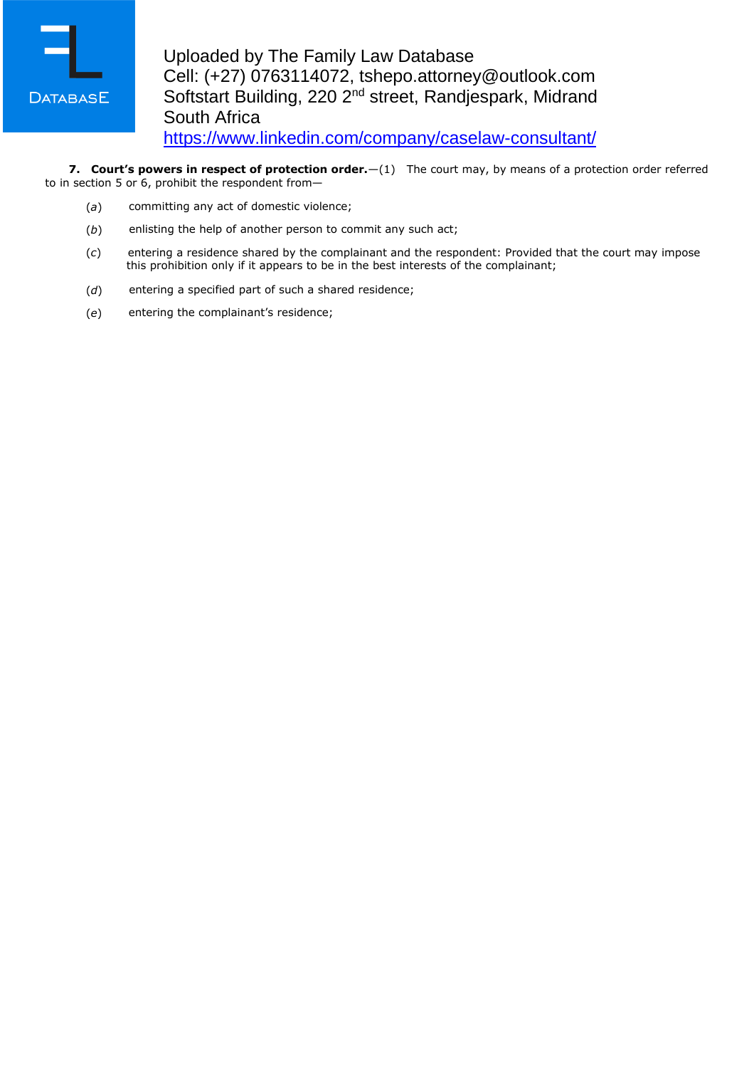**7. Court's powers in respect of protection order.**—(1) The court may, by means of a protection order referred to in section 5 or 6, prohibit the respondent from—

(*a*) committing any act of domestic violence;

(*b*) enlisting the help of another person to commit any such act;

(*c*) entering a residence shared by the complainant and the respondent: Provided that the court may impose this prohibition only if it appears to be in the best interests of the complainant;

(*d*) entering a specified part of such a shared residence;

(*e*) entering the complainant's residence;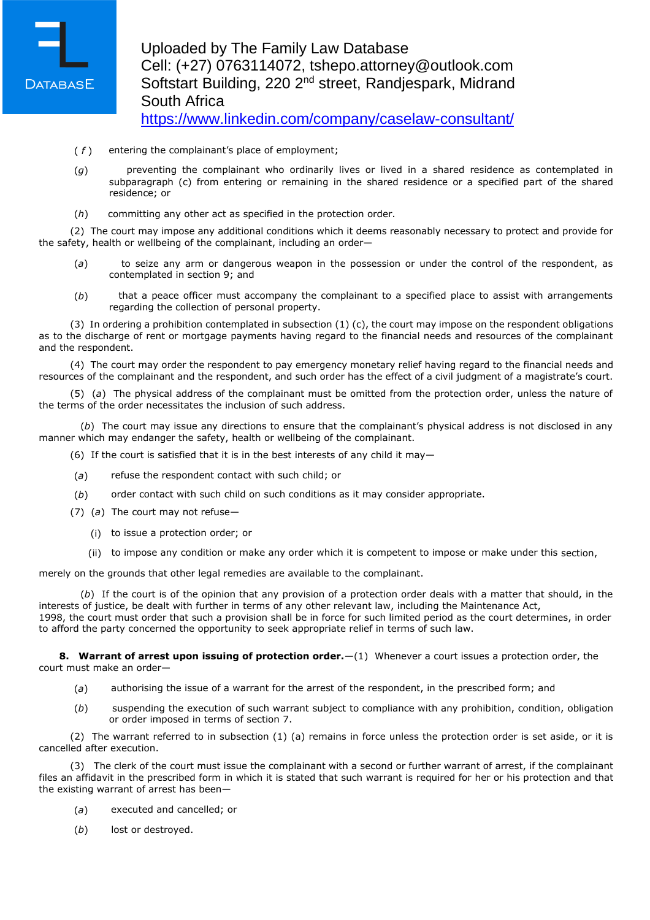(*f*) entering the complainant's place of employment;

(*g*) preventing the complainant who ordinarily lives or lived in a shared residence as contemplated in subparagraph (c) from entering or remaining in the shared residence or a specified part of the shared residence; or

(*h*) committing any other act as specified in the protection order.

(2) The court may impose any additional conditions which it deems reasonably necessary to protect and provide for the safety, health or wellbeing of the complainant, including an order—

(*a*) to seize any arm or dangerous weapon in the possession or under the control of the respondent, as contemplated in section 9; and

(*b*) that a peace officer must accompany the complainant to a specified place to assist with arrangements regarding the collection of personal property.

(3) In ordering a prohibition contemplated in subsection (1) (c), the court may impose on the respondent obligations as to the discharge of rent or mortgage payments having regard to the financial needs and resources of the complainant and the respondent.

(4) The court may order the respondent to pay emergency monetary relief having regard to the financial needs and resources of the complainant and the respondent, and such order has the effect of a civil judgment of a magistrate's court.

(5) (*a*) The physical address of the complainant must be omitted from the protection order, unless the nature of the terms of the order necessitates the inclusion of such address.

(*b*) The court may issue any directions to ensure that the complainant's physical address is not disclosed in any manner which may endanger the safety, health or wellbeing of the complainant.

(6) If the court is satisfied that it is in the best interests of any child it may—

(*a*) refuse the respondent contact with such child; or

(*b*) order contact with such child on such conditions as it may consider appropriate.

(7) (*a*) The court may not refuse—

(i) to issue a protection order; or

(ii) to impose any condition or make any order which it is competent to impose or make under this section,

merely on the grounds that other legal remedies are available to the complainant.

(*b*) If the court is of the opinion that any provision of a protection order deals with a matter that should, in the interests of justice, be dealt with further in terms of any other relevant law, including the Maintenance Act, 1998, the court must order that such a provision shall be in force for such limited period as the court determines, in order to afford the party concerned the opportunity to seek appropriate relief in terms of such law.

**8. Warrant of arrest upon issuing of protection order.**—(1) Whenever a court issues a protection order, the court must make an order—

(*a*) authorising the issue of a warrant for the arrest of the respondent, in the prescribed form; and

(*b*) suspending the execution of such warrant subject to compliance with any prohibition, condition, obligation or order imposed in terms of section 7.

(2) The warrant referred to in subsection (1) (a) remains in force unless the protection order is set aside, or it is cancelled after execution.

(3) The clerk of the court must issue the complainant with a second or further warrant of arrest, if the complainant files an affidavit in the prescribed form in which it is stated that such warrant is required for her or his protection and that the existing warrant of arrest has been—

(*a*) executed and cancelled; or

(*b*) lost or destroyed.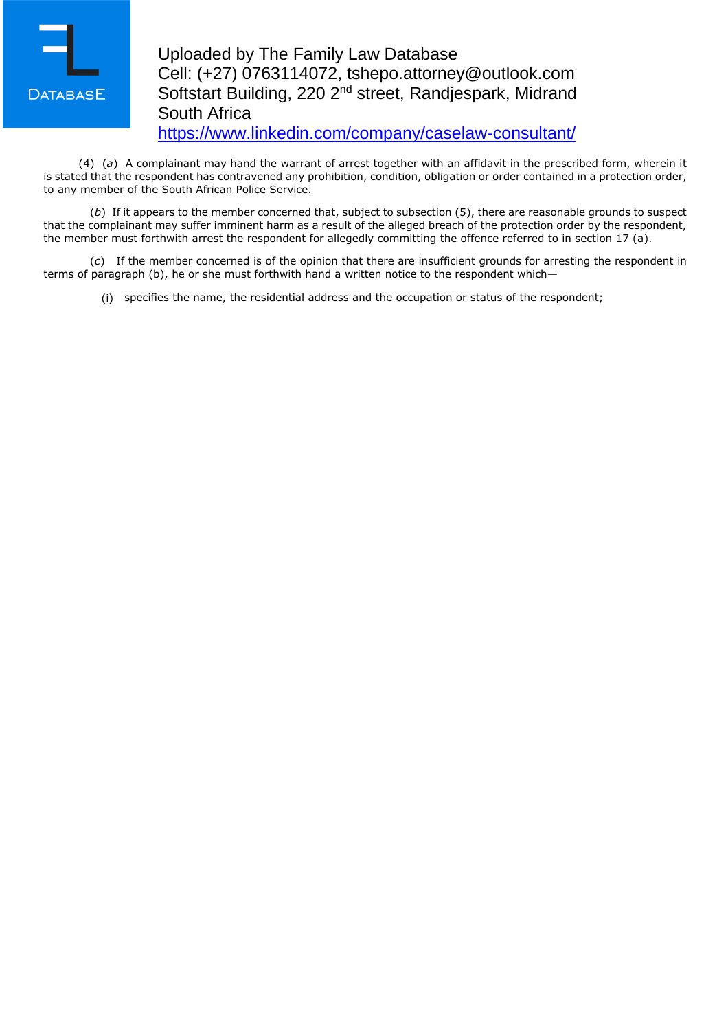(4) (*a*) A complainant may hand the warrant of arrest together with an affidavit in the prescribed form, wherein it is stated that the respondent has contravened any prohibition, condition, obligation or order contained in a protection order, to any member of the South African Police Service.

(*b*) If it appears to the member concerned that, subject to subsection (5), there are reasonable grounds to suspect that the complainant may suffer imminent harm as a result of the alleged breach of the protection order by the respondent, the member must forthwith arrest the respondent for allegedly committing the offence referred to in section 17 (a).

(*c*) If the member concerned is of the opinion that there are insufficient grounds for arresting the respondent in terms of paragraph (b), he or she must forthwith hand a written notice to the respondent which—

(i) specifies the name, the residential address and the occupation or status of the respondent;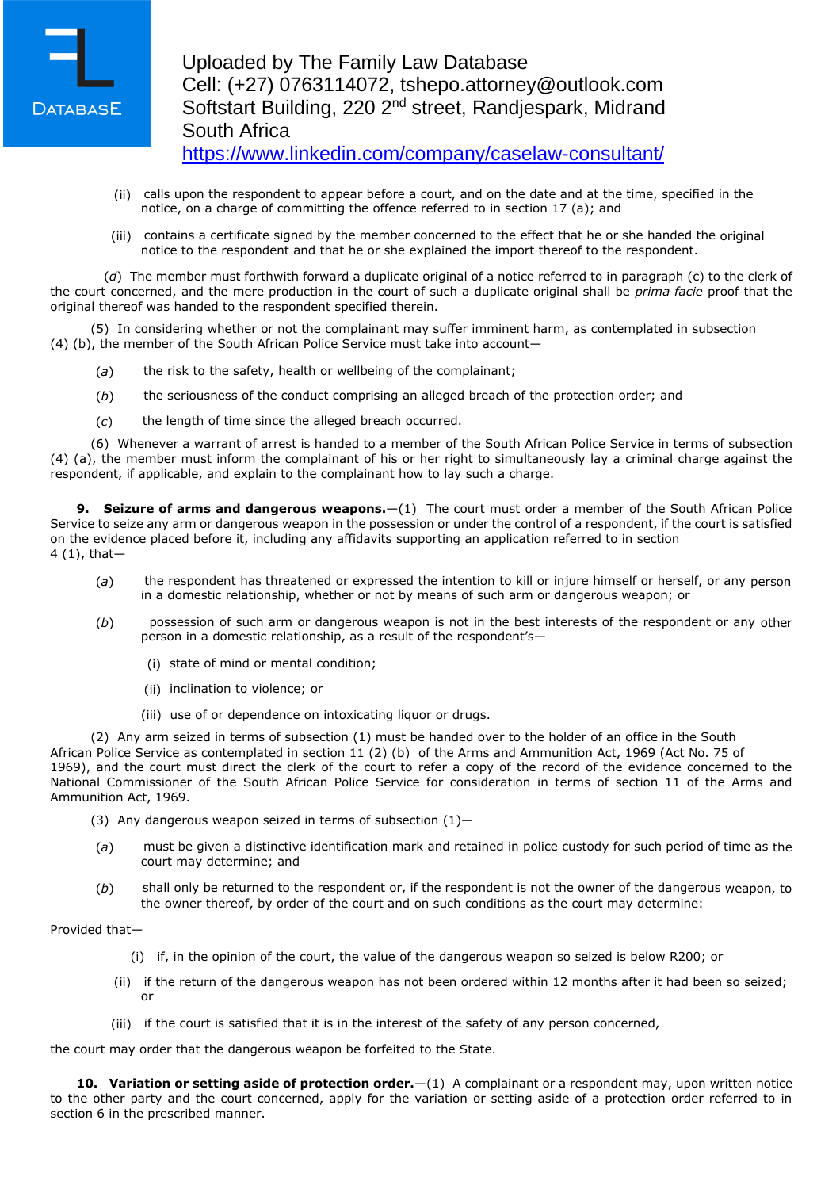(ii) calls upon the respondent to appear before a court, and on the date and at the time, specified in the notice, on a charge of committing the offence referred to in section 17 (a); and

(iii) contains a certificate signed by the member concerned to the effect that he or she handed the original notice to the respondent and that he or she explained the import thereof to the respondent.

(*d*) The member must forthwith forward a duplicate original of a notice referred to in paragraph (c) to the clerk of the court concerned, and the mere production in the court of such a duplicate original shall be *prima facie* proof that the original thereof was handed to the respondent specified therein.

(5) In considering whether or not the complainant may suffer imminent harm, as contemplated in subsection (4) (b), the member of the South African Police Service must take into account—

(*a*) the risk to the safety, health or wellbeing of the complainant;

(*b*) the seriousness of the conduct comprising an alleged breach of the protection order; and

(*c*) the length of time since the alleged breach occurred.

(6) Whenever a warrant of arrest is handed to a member of the South African Police Service in terms of subsection (4) (a), the member must inform the complainant of his or her right to simultaneously lay a criminal charge against the respondent, if applicable, and explain to the complainant how to lay such a charge.

**9. Seizure of arms and dangerous weapons.**—(1) The court must order a member of the South African Police Service to seize any arm or dangerous weapon in the possession or under the control of a respondent, if the court is satisfied on the evidence placed before it, including any affidavits supporting an application referred to in section 4 (1), that—

(*a*) the respondent has threatened or expressed the intention to kill or injure himself or herself, or any person in a domestic relationship, whether or not by means of such arm or dangerous weapon; or

(*b*) possession of such arm or dangerous weapon is not in the best interests of the respondent or any other person in a domestic relationship, as a result of the respondent's—

(i) state of mind or mental condition;

(ii) inclination to violence; or

(iii) use of or dependence on intoxicating liquor or drugs.

(2) Any arm seized in terms of subsection (1) must be handed over to the holder of an office in the South African Police Service as contemplated in section 11 (2) (b) of the Arms and Ammunition Act, 1969 (Act No. 75 of 1969), and the court must direct the clerk of the court to refer a copy of the record of the evidence concerned to the National Commissioner of the South African Police Service for consideration in terms of section 11 of the Arms and Ammunition Act, 1969.

(3) Any dangerous weapon seized in terms of subsection (1)—

(*a*) must be given a distinctive identification mark and retained in police custody for such period of time as the court may determine; and

(*b*) shall only be returned to the respondent or, if the respondent is not the owner of the dangerous weapon, to the owner thereof, by order of the court and on such conditions as the court may determine:

Provided that—

(i) if, in the opinion of the court, the value of the dangerous weapon so seized is below R200; or

(ii) if the return of the dangerous weapon has not been ordered within 12 months after it had been so seized; or

(iii) if the court is satisfied that it is in the interest of the safety of any person concerned,

the court may order that the dangerous weapon be forfeited to the State.

**10. Variation or setting aside of protection order.**—(1) A complainant or a respondent may, upon written notice to the other party and the court concerned, apply for the variation or setting aside of a protection order referred to in section 6 in the prescribed manner.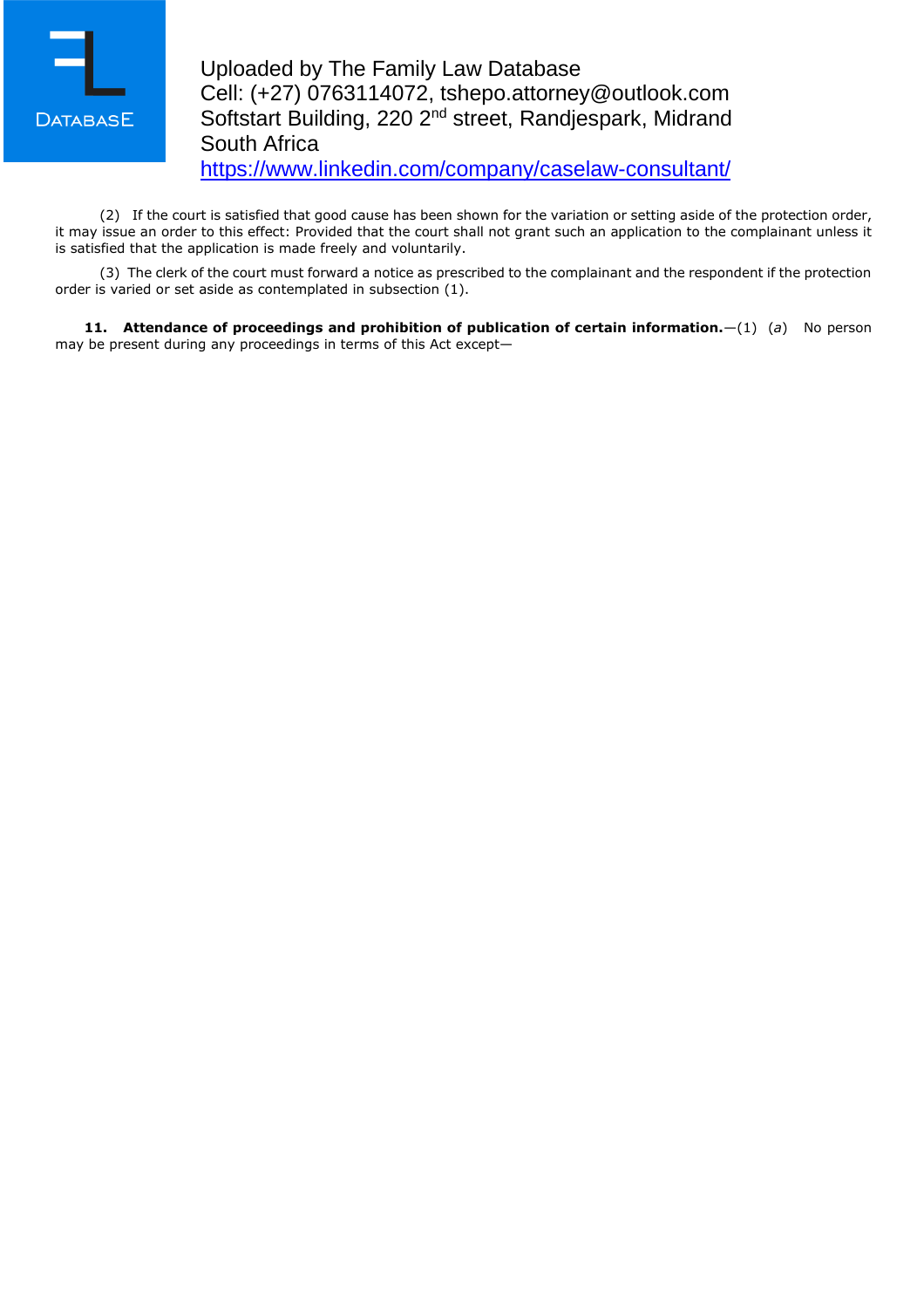(2) If the court is satisfied that good cause has been shown for the variation or setting aside of the protection order, it may issue an order to this effect: Provided that the court shall not grant such an application to the complainant unless it is satisfied that the application is made freely and voluntarily.

(3) The clerk of the court must forward a notice as prescribed to the complainant and the respondent if the protection order is varied or set aside as contemplated in subsection (1).

**11. Attendance of proceedings and prohibition of publication of certain information.**—(1) (*a*) No person may be present during any proceedings in terms of this Act except—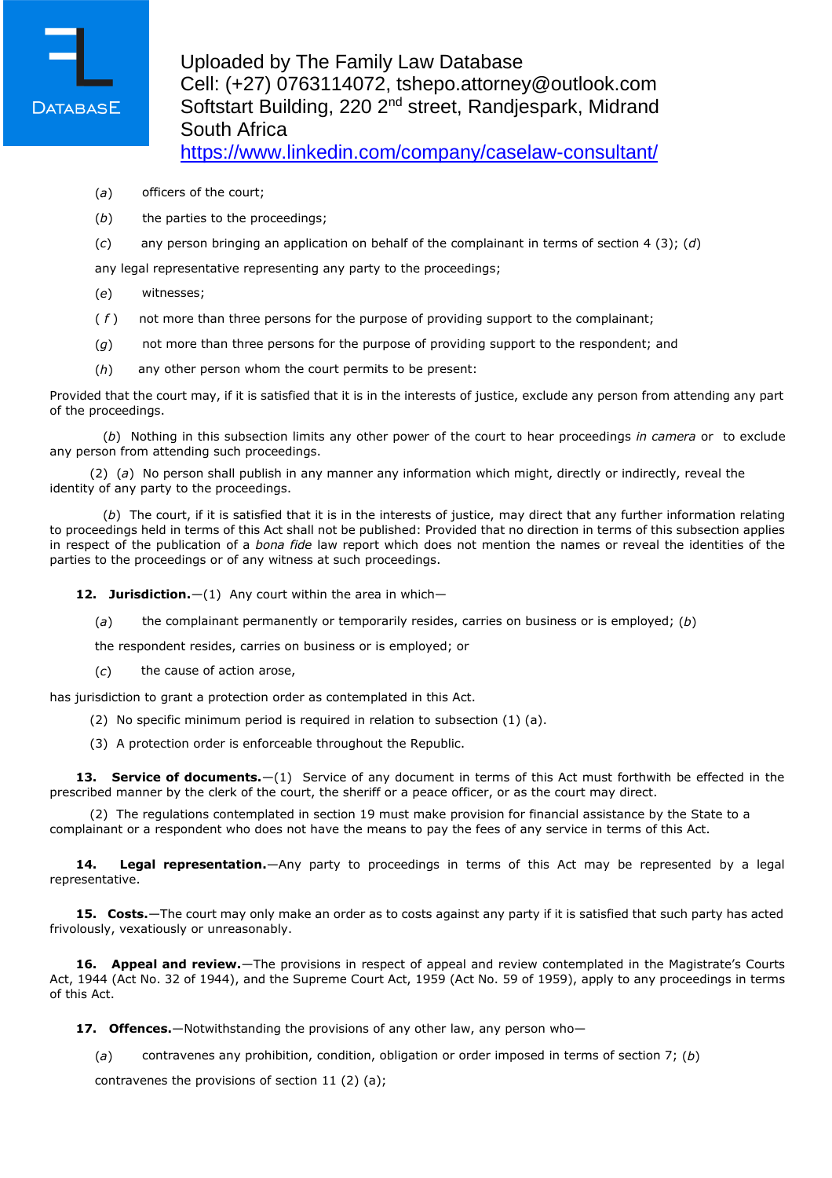(*a*) officers of the court;

(*b*) the parties to the proceedings;

(*c*) any person bringing an application on behalf of the complainant in terms of section 4 (3); (*d*) any legal representative representing any party to the proceedings;

(*e*) witnesses;

(*f*) not more than three persons for the purpose of providing support to the complainant;

(*g*) not more than three persons for the purpose of providing support to the respondent; and

(*h*) any other person whom the court permits to be present:

Provided that the court may, if it is satisfied that it is in the interests of justice, exclude any person from attending any part of the proceedings.

(*b*) Nothing in this subsection limits any other power of the court to hear proceedings *in camera* or to exclude any person from attending such proceedings.

(2) (*a*) No person shall publish in any manner any information which might, directly or indirectly, reveal the identity of any party to the proceedings.

(*b*) The court, if it is satisfied that it is in the interests of justice, may direct that any further information relating to proceedings held in terms of this Act shall not be published: Provided that no direction in terms of this subsection applies in respect of the publication of a *bona fide* law report which does not mention the names or reveal the identities of the parties to the proceedings or of any witness at such proceedings.

**12. Jurisdiction.**—(1) Any court within the area in which—

(*a*) the complainant permanently or temporarily resides, carries on business or is employed; (*b*) the respondent resides, carries on business or is employed; or

(*c*) the cause of action arose,

has jurisdiction to grant a protection order as contemplated in this Act.

(2) No specific minimum period is required in relation to subsection (1) (a).

(3) A protection order is enforceable throughout the Republic.

**13. Service of documents.**—(1) Service of any document in terms of this Act must forthwith be effected in the prescribed manner by the clerk of the court, the sheriff or a peace officer, or as the court may direct.

(2) The regulations contemplated in section 19 must make provision for financial assistance by the State to a complainant or a respondent who does not have the means to pay the fees of any service in terms of this Act.

**14. Legal representation.**—Any party to proceedings in terms of this Act may be represented by a legal representative.

**15. Costs.**—The court may only make an order as to costs against any party if it is satisfied that such party has acted frivolously, vexatiously or unreasonably.

**16. Appeal and review.**—The provisions in respect of appeal and review contemplated in the Magistrate's Courts Act, 1944 (Act No. 32 of 1944), and the Supreme Court Act, 1959 (Act No. 59 of 1959), apply to any proceedings in terms of this Act.

**17. Offences.**—Notwithstanding the provisions of any other law, any person who—

(*a*) contravenes any prohibition, condition, obligation or order imposed in terms of section 7; (*b*) contravenes the provisions of section 11 (2) (a);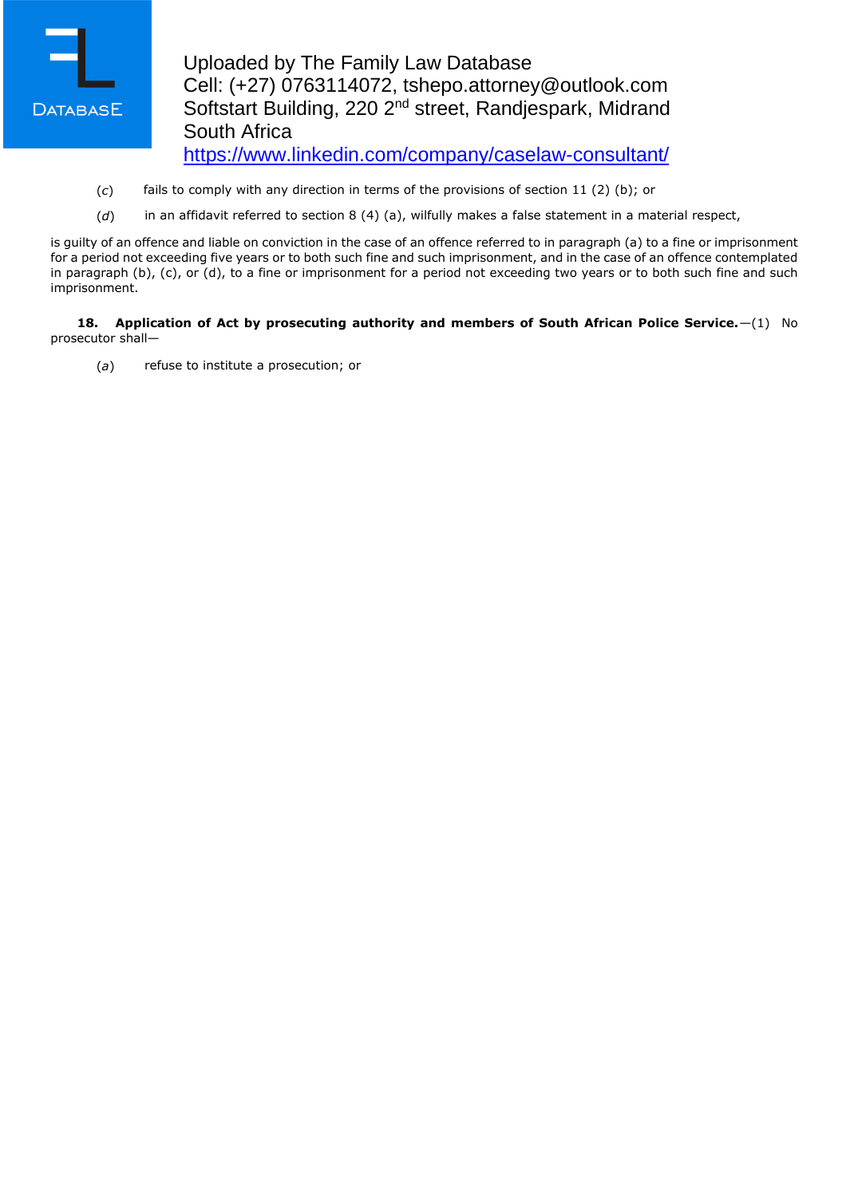(*c*) fails to comply with any direction in terms of the provisions of section 11 (2) (b); or

(*d*) in an affidavit referred to section 8 (4) (a), wilfully makes a false statement in a material respect,

is guilty of an offence and liable on conviction in the case of an offence referred to in paragraph (a) to a fine or imprisonment for a period not exceeding five years or to both such fine and such imprisonment, and in the case of an offence contemplated in paragraph (b), (c), or (d), to a fine or imprisonment for a period not exceeding two years or to both such fine and such imprisonment.

**18. Application of Act by prosecuting authority and members of South African Police Service.**—(1) No prosecutor shall—

(*a*) refuse to institute a prosecution; or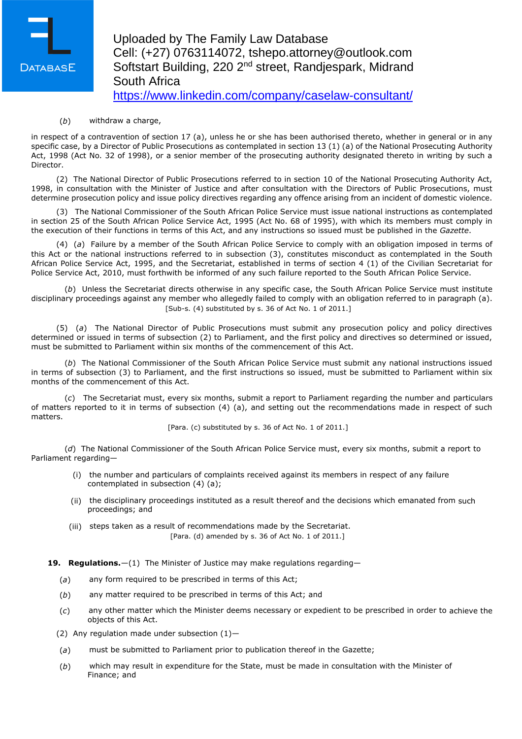(*b*) withdraw a charge,

in respect of a contravention of section 17 (a), unless he or she has been authorised thereto, whether in general or in any specific case, by a Director of Public Prosecutions as contemplated in section 13 (1) (a) of the National Prosecuting Authority Act, 1998 (Act No. 32 of 1998), or a senior member of the prosecuting authority designated thereto in writing by such a Director.

(2) The National Director of Public Prosecutions referred to in section 10 of the National Prosecuting Authority Act, 1998, in consultation with the Minister of Justice and after consultation with the Directors of Public Prosecutions, must determine prosecution policy and issue policy directives regarding any offence arising from an incident of domestic violence.

(3) The National Commissioner of the South African Police Service must issue national instructions as contemplated in section 25 of the South African Police Service Act, 1995 (Act No. 68 of 1995), with which its members must comply in the execution of their functions in terms of this Act, and any instructions so issued must be published in the *Gazette*.

(4) (*a*) Failure by a member of the South African Police Service to comply with an obligation imposed in terms of this Act or the national instructions referred to in subsection (3), constitutes misconduct as contemplated in the South African Police Service Act, 1995, and the Secretariat, established in terms of section 4 (1) of the Civilian Secretariat for Police Service Act, 2010, must forthwith be informed of any such failure reported to the South African Police Service.

(*b*) Unless the Secretariat directs otherwise in any specific case, the South African Police Service must institute disciplinary proceedings against any member who allegedly failed to comply with an obligation referred to in paragraph (a).

[Sub-s. (4) substituted by s. 36 of Act No. 1 of 2011.]

(5) (*a*) The National Director of Public Prosecutions must submit any prosecution policy and policy directives determined or issued in terms of subsection (2) to Parliament, and the first policy and directives so determined or issued, must be submitted to Parliament within six months of the commencement of this Act.

(*b*) The National Commissioner of the South African Police Service must submit any national instructions issued in terms of subsection (3) to Parliament, and the first instructions so issued, must be submitted to Parliament within six months of the commencement of this Act.

(*c*) The Secretariat must, every six months, submit a report to Parliament regarding the number and particulars of matters reported to it in terms of subsection (4) (a), and setting out the recommendations made in respect of such matters.

[Para. (c) substituted by s. 36 of Act No. 1 of 2011.]

(*d*) The National Commissioner of the South African Police Service must, every six months, submit a report to Parliament regarding—

(i) the number and particulars of complaints received against its members in respect of any failure contemplated in subsection (4) (a);

(ii) the disciplinary proceedings instituted as a result thereof and the decisions which emanated from such proceedings; and

(iii) steps taken as a result of recommendations made by the Secretariat.

[Para. (d) amended by s. 36 of Act No. 1 of 2011.]

**19. Regulations.**—(1) The Minister of Justice may make regulations regarding—

(*a*) any form required to be prescribed in terms of this Act;

(*b*) any matter required to be prescribed in terms of this Act; and

(*c*) any other matter which the Minister deems necessary or expedient to be prescribed in order to achieve the objects of this Act.

(2) Any regulation made under subsection (1)—

(*a*) must be submitted to Parliament prior to publication thereof in the Gazette;

(*b*) which may result in expenditure for the State, must be made in consultation with the Minister of Finance; and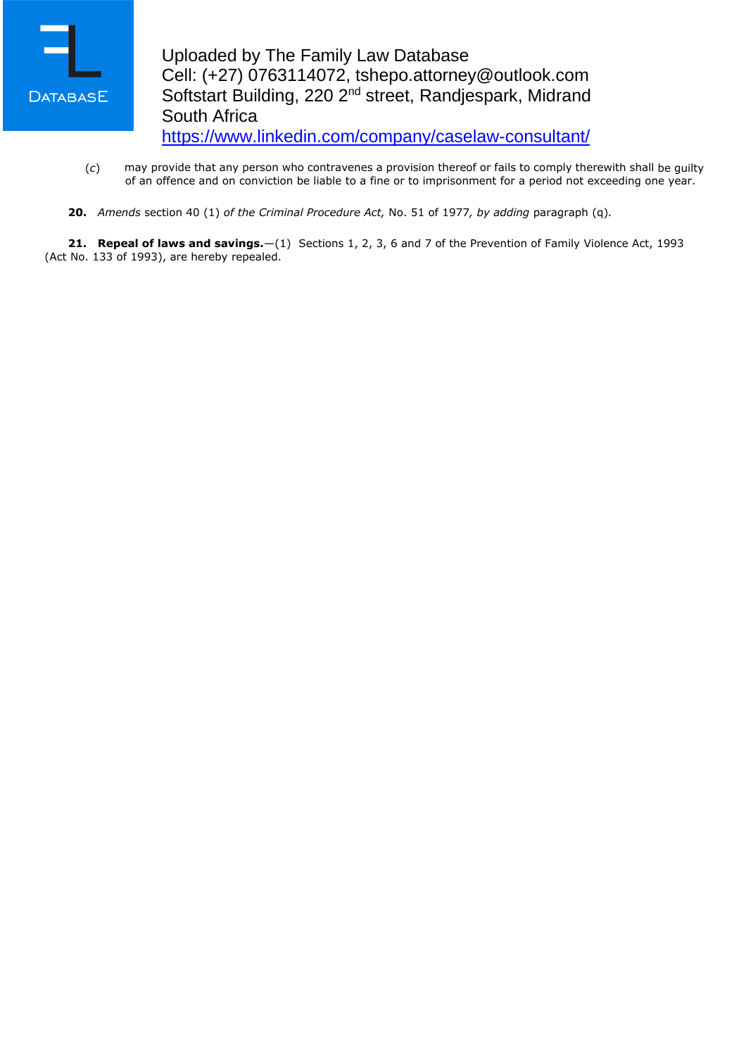(*c*) may provide that any person who contravenes a provision thereof or fails to comply therewith shall be guilty of an offence and on conviction be liable to a fine or to imprisonment for a period not exceeding one year.

**20.** *Amends* section 40 (1) *of the Criminal Procedure Act,* No. 51 of 1977, *by adding* paragraph (q).

**21. Repeal of laws and savings.**—(1) Sections 1, 2, 3, 6 and 7 of the Prevention of Family Violence Act, 1993 (Act No. 133 of 1993), are hereby repealed.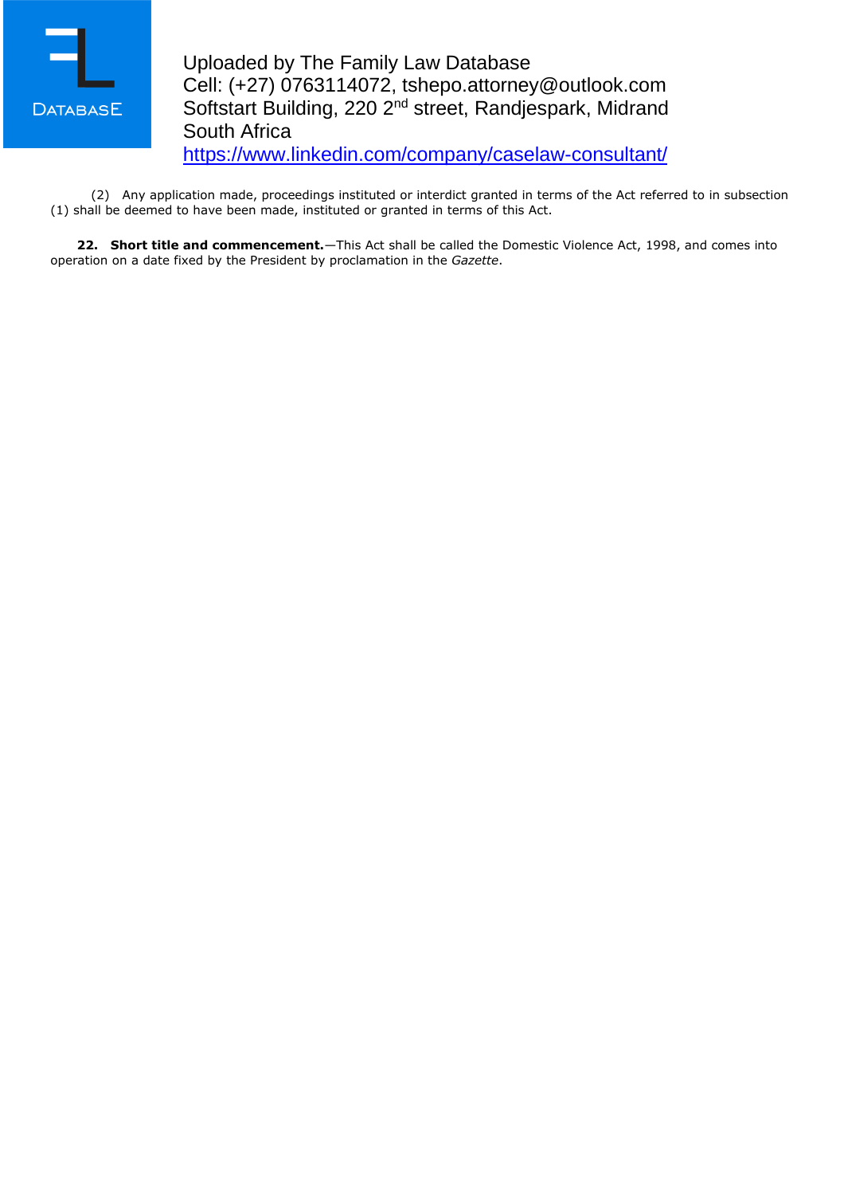(2) Any application made, proceedings instituted or interdict granted in terms of the Act referred to in subsection (1) shall be deemed to have been made, instituted or granted in terms of this Act.

**22. Short title and commencement.**—This Act shall be called the Domestic Violence Act, 1998, and comes into operation on a date fixed by the President by proclamation in the *Gazette*.